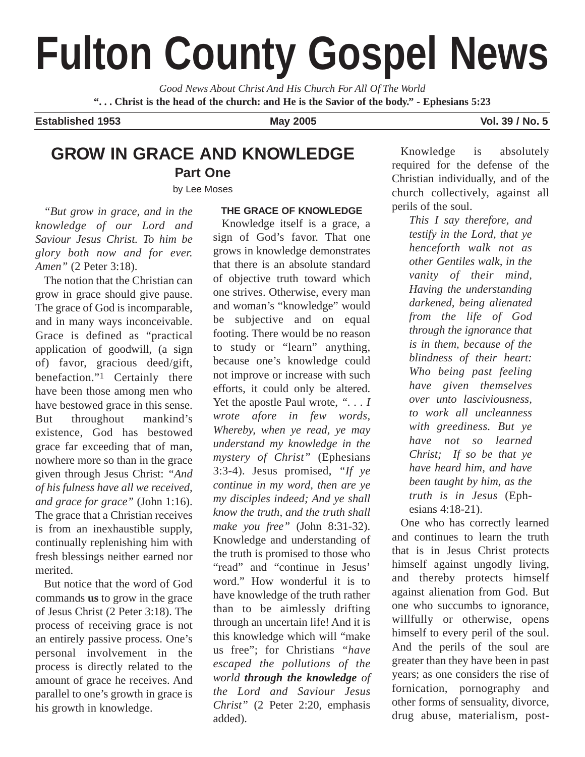# Fulton County Gospel News

*Good News About Christ And His Church For All Of The World*

**". . . Christ is the head of the church: and He is the Savior of the body." - Ephesians 5:23**

**Established 1953** | **May 2005** | **Vol. 39 / No. 5**

## GROW IN GRACE AND KNOWLEDGE

### Part One

by Lee Moses

*"But grow in grace, and in the knowledge of our Lord and Saviour Jesus Christ. To him be glory both now and for ever. Amen"* (2 Peter 3:18).

The notion that the Christian can grow in grace should give pause. The grace of God is incomparable, and in many ways inconceivable. Grace is defined as "practical application of goodwill, (a sign of) favor, gracious deed/gift, benefaction."[1] Certainly there have been those among men who have bestowed grace in this sense. But throughout mankind's existence, God has bestowed grace far exceeding that of man, nowhere more so than in the grace given through Jesus Christ: *"And of his fulness have all we received, and grace for grace"* (John 1:16). The grace that a Christian receives is from an inexhaustible supply, continually replenishing him with fresh blessings neither earned nor merited.

But notice that the word of God commands **us** to grow in the grace of Jesus Christ (2 Peter 3:18). The process of receiving grace is not an entirely passive process. One's personal involvement in the process is directly related to the amount of grace he receives. And parallel to one's growth in grace is his growth in knowledge.

#### THE GRACE OF KNOWLEDGE

Knowledge itself is a grace, a sign of God's favor. That one grows in knowledge demonstrates that there is an absolute standard of objective truth toward which one strives. Otherwise, every man and woman's "knowledge" would be subjective and on equal footing. There would be no reason to study or "learn" anything, because one's knowledge could not improve or increase with such efforts, it could only be altered. Yet the apostle Paul wrote, *". . . I wrote afore in few words, Whereby, when ye read, ye may understand my knowledge in the mystery of Christ"* (Ephesians 3:3-4). Jesus promised, *"If ye continue in my word, then are ye my disciples indeed; And ye shall know the truth, and the truth shall make you free"* (John 8:31-32). Knowledge and understanding of the truth is promised to those who "read" and "continue in Jesus' word." How wonderful it is to have knowledge of the truth rather than to be aimlessly drifting through an uncertain life! And it is this knowledge which will "make us free"; for Christians *"have escaped the pollutions of the world **through the knowledge** of the Lord and Saviour Jesus Christ"* (2 Peter 2:20, emphasis added).

Knowledge is absolutely required for the defense of the Christian individually, and of the church collectively, against all perils of the soul.

> *This I say therefore, and testify in the Lord, that ye henceforth walk not as other Gentiles walk, in the vanity of their mind, Having the understanding darkened, being alienated from the life of God through the ignorance that is in them, because of the blindness of their heart: Who being past feeling have given themselves over unto lasciviousness, to work all uncleanness with greediness. But ye have not so learned Christ; If so be that ye have heard him, and have been taught by him, as the truth is in Jesus* (Ephesians 4:18-21).

One who has correctly learned and continues to learn the truth that is in Jesus Christ protects himself against ungodly living, and thereby protects himself against alienation from God. But one who succumbs to ignorance, willfully or otherwise, opens himself to every peril of the soul. And the perils of the soul are greater than they have been in past years; as one considers the rise of fornication, pornography and other forms of sensuality, divorce, drug abuse, materialism, post-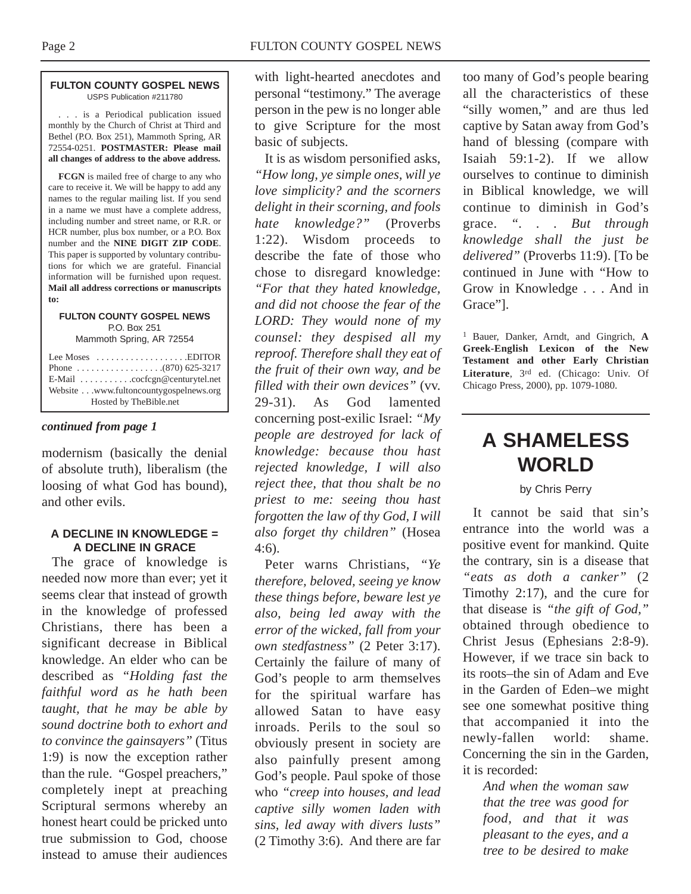**FULTON COUNTY GOSPEL NEWS**
USPS Publication #211780

. . . is a Periodical publication issued monthly by the Church of Christ at Third and Bethel (P.O. Box 251), Mammoth Spring, AR 72554-0251. **POSTMASTER: Please mail all changes of address to the above address.**

**FCGN** is mailed free of charge to any who care to receive it. We will be happy to add any names to the regular mailing list. If you send in a name we must have a complete address, including number and street name, or R.R. or HCR number, plus box number, or a P.O. Box number and the **NINE DIGIT ZIP CODE**. This paper is supported by voluntary contributions for which we are grateful. Financial information will be furnished upon request. **Mail all address corrections or manuscripts to:**

**FULTON COUNTY GOSPEL NEWS**
P.O. Box 251
Mammoth Spring, AR 72554

Lee Moses . . . . . . . . . . . . . . . . . . .EDITOR
Phone . . . . . . . . . . . . . . . . . .(870) 625-3217
E-Mail . . . . . . . . . . .cocfcgn@centurytel.net
Website . . .www.fultoncountygospelnews.org
Hosted by TheBible.net

***continued from page 1***

modernism (basically the denial of absolute truth), liberalism (the loosing of what God has bound), and other evils.

### A DECLINE IN KNOWLEDGE = A DECLINE IN GRACE

The grace of knowledge is needed now more than ever; yet it seems clear that instead of growth in the knowledge of professed Christians, there has been a significant decrease in Biblical knowledge. An elder who can be described as *"Holding fast the faithful word as he hath been taught, that he may be able by sound doctrine both to exhort and to convince the gainsayers"* (Titus 1:9) is now the exception rather than the rule. "Gospel preachers," completely inept at preaching Scriptural sermons whereby an honest heart could be pricked unto true submission to God, choose instead to amuse their audiences with light-hearted anecdotes and personal "testimony." The average person in the pew is no longer able to give Scripture for the most basic of subjects.

It is as wisdom personified asks, *"How long, ye simple ones, will ye love simplicity? and the scorners delight in their scorning, and fools hate knowledge?"* (Proverbs 1:22). Wisdom proceeds to describe the fate of those who chose to disregard knowledge: *"For that they hated knowledge, and did not choose the fear of the LORD: They would none of my counsel: they despised all my reproof. Therefore shall they eat of the fruit of their own way, and be filled with their own devices"* (vv. 29-31). As God lamented concerning post-exilic Israel: *"My people are destroyed for lack of knowledge: because thou hast rejected knowledge, I will also reject thee, that thou shalt be no priest to me: seeing thou hast forgotten the law of thy God, I will also forget thy children"* (Hosea 4:6).

Peter warns Christians, *"Ye therefore, beloved, seeing ye know these things before, beware lest ye also, being led away with the error of the wicked, fall from your own stedfastness"* (2 Peter 3:17). Certainly the failure of many of God's people to arm themselves for the spiritual warfare has allowed Satan to have easy inroads. Perils to the soul so obviously present in society are also painfully present among God's people. Paul spoke of those who *"creep into houses, and lead captive silly women laden with sins, led away with divers lusts"* (2 Timothy 3:6). And there are far too many of God's people bearing all the characteristics of these "silly women," and are thus led captive by Satan away from God's hand of blessing (compare with Isaiah 59:1-2). If we allow ourselves to continue to diminish in Biblical knowledge, we will continue to diminish in God's grace. ". . . *But through knowledge shall the just be delivered"* (Proverbs 11:9). [To be continued in June with "How to Grow in Knowledge . . . And in Grace"].

[1] Bauer, Danker, Arndt, and Gingrich, **A Greek-English Lexicon of the New Testament and other Early Christian Literature**, 3rd ed. (Chicago: Univ. Of Chicago Press, 2000), pp. 1079-1080.

# A SHAMELESS WORLD

by Chris Perry

It cannot be said that sin's entrance into the world was a positive event for mankind. Quite the contrary, sin is a disease that *"eats as doth a canker"* (2 Timothy 2:17), and the cure for that disease is *"the gift of God,"* obtained through obedience to Christ Jesus (Ephesians 2:8-9). However, if we trace sin back to its roots–the sin of Adam and Eve in the Garden of Eden–we might see one somewhat positive thing that accompanied it into the newly-fallen world: shame. Concerning the sin in the Garden, it is recorded:

> *And when the woman saw that the tree was good for food, and that it was pleasant to the eyes, and a tree to be desired to make*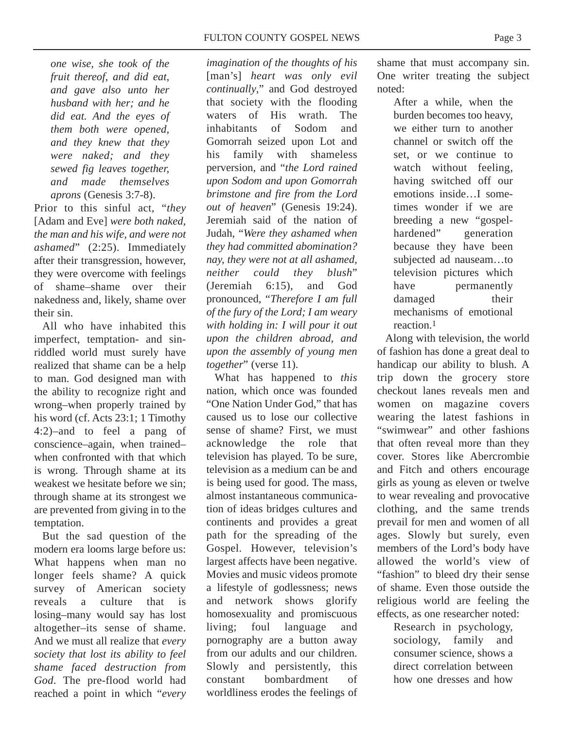*one wise, she took of the fruit thereof, and did eat, and gave also unto her husband with her; and he did eat. And the eyes of them both were opened, and they knew that they were naked; and they sewed fig leaves together, and made themselves aprons* (Genesis 3:7-8).

Prior to this sinful act, "*they* [Adam and Eve] *were both naked, the man and his wife, and were not ashamed*" (2:25). Immediately after their transgression, however, they were overcome with feelings of shame–shame over their nakedness and, likely, shame over their sin.

All who have inhabited this imperfect, temptation- and sin-riddled world must surely have realized that shame can be a help to man. God designed man with the ability to recognize right and wrong–when properly trained by his word (cf. Acts 23:1; 1 Timothy 4:2)–and to feel a pang of conscience–again, when trained–when confronted with that which is wrong. Through shame at its weakest we hesitate before we sin; through shame at its strongest we are prevented from giving in to the temptation.

But the sad question of the modern era looms large before us: What happens when man no longer feels shame? A quick survey of American society reveals a culture that is losing–many would say has lost altogether–its sense of shame. And we must all realize that *every society that lost its ability to feel shame faced destruction from God*. The pre-flood world had reached a point in which "*every imagination of the thoughts of his* [man's] *heart was only evil continually*," and God destroyed that society with the flooding waters of His wrath. The inhabitants of Sodom and Gomorrah seized upon Lot and his family with shameless perversion, and "*the Lord rained upon Sodom and upon Gomorrah brimstone and fire from the Lord out of heaven*" (Genesis 19:24). Jeremiah said of the nation of Judah, "*Were they ashamed when they had committed abomination? nay, they were not at all ashamed, neither could they blush*" (Jeremiah 6:15), and God pronounced, "*Therefore I am full of the fury of the Lord; I am weary with holding in: I will pour it out upon the children abroad, and upon the assembly of young men together*" (verse 11).

What has happened to *this* nation, which once was founded "One Nation Under God," that has caused us to lose our collective sense of shame? First, we must acknowledge the role that television has played. To be sure, television as a medium can be and is being used for good. The mass, almost instantaneous communication of ideas bridges cultures and continents and provides a great path for the spreading of the Gospel. However, television's largest affects have been negative. Movies and music videos promote a lifestyle of godlessness; news and network shows glorify homosexuality and promiscuous living; foul language and pornography are a button away from our adults and our children. Slowly and persistently, this constant bombardment of worldliness erodes the feelings of shame that must accompany sin. One writer treating the subject noted:

> After a while, when the burden becomes too heavy, we either turn to another channel or switch off the set, or we continue to watch without feeling, having switched off our emotions inside…I sometimes wonder if we are breeding a new "gospel-hardened" generation because they have been subjected ad nauseam…to television pictures which have permanently damaged their mechanisms of emotional reaction.[1]

Along with television, the world of fashion has done a great deal to handicap our ability to blush. A trip down the grocery store checkout lanes reveals men and women on magazine covers wearing the latest fashions in "swimwear" and other fashions that often reveal more than they cover. Stores like Abercrombie and Fitch and others encourage girls as young as eleven or twelve to wear revealing and provocative clothing, and the same trends prevail for men and women of all ages. Slowly but surely, even members of the Lord's body have allowed the world's view of "fashion" to bleed dry their sense of shame. Even those outside the religious world are feeling the effects, as one researcher noted:

> Research in psychology, sociology, family and consumer science, shows a direct correlation between how one dresses and how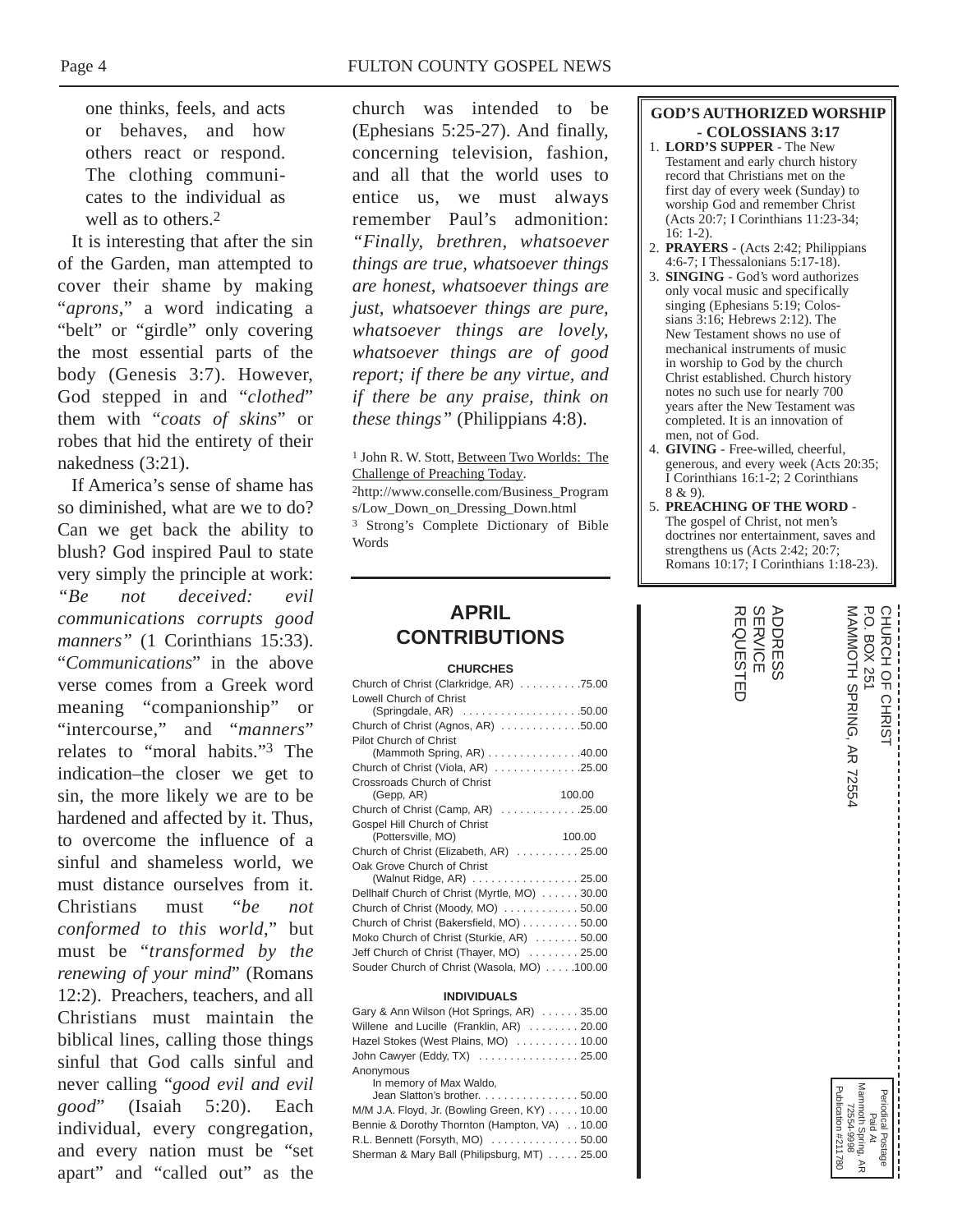> one thinks, feels, and acts or behaves, and how others react or respond. The clothing communicates to the individual as well as to others.[2]

It is interesting that after the sin of the Garden, man attempted to cover their shame by making "*aprons*," a word indicating a "belt" or "girdle" only covering the most essential parts of the body (Genesis 3:7). However, God stepped in and "*clothed*" them with "*coats of skins*" or robes that hid the entirety of their nakedness (3:21).

If America's sense of shame has so diminished, what are we to do? Can we get back the ability to blush? God inspired Paul to state very simply the principle at work: *"Be not deceived: evil communications corrupts good manners"* (1 Corinthians 15:33). "*Communications*" in the above verse comes from a Greek word meaning "companionship" or "intercourse," and "*manners*" relates to "moral habits."[3] The indication–the closer we get to sin, the more likely we are to be hardened and affected by it. Thus, to overcome the influence of a sinful and shameless world, we must distance ourselves from it. Christians must "*be not conformed to this world*," but must be "*transformed by the renewing of your mind*" (Romans 12:2). Preachers, teachers, and all Christians must maintain the biblical lines, calling those things sinful that God calls sinful and never calling "*good evil and evil good*" (Isaiah 5:20). Each individual, every congregation, and every nation must be "set apart" and "called out" as the church was intended to be (Ephesians 5:25-27). And finally, concerning television, fashion, and all that the world uses to entice us, we must always remember Paul's admonition: *"Finally, brethren, whatsoever things are true, whatsoever things are honest, whatsoever things are just, whatsoever things are pure, whatsoever things are lovely, whatsoever things are of good report; if there be any virtue, and if there be any praise, think on these things"* (Philippians 4:8).

[1] John R. W. Stott, Between Two Worlds: The Challenge of Preaching Today.
[2] http://www.conselle.com/Business_Programs/Low_Down_on_Dressing_Down.html
[3] Strong's Complete Dictionary of Bible Words

## APRIL CONTRIBUTIONS

### CHURCHES

Church of Christ (Clarkridge, AR) . . . . . . . . . .75.00
Lowell Church of Christ (Springdale, AR) . . . . . . . . . . . . . . . . . . .50.00
Church of Christ (Agnos, AR) . . . . . . . . . . . .50.00
Pilot Church of Christ (Mammoth Spring, AR) . . . . . . . . . . . . . . .40.00
Church of Christ (Viola, AR) . . . . . . . . . . . . . .25.00
Crossroads Church of Christ (Gepp, AR) 100.00
Church of Christ (Camp, AR) . . . . . . . . . . . . .25.00
Gospel Hill Church of Christ (Pottersville, MO) 100.00
Church of Christ (Elizabeth, AR) . . . . . . . . . . 25.00
Oak Grove Church of Christ (Walnut Ridge, AR) . . . . . . . . . . . . . . . . . 25.00
Dellhalf Church of Christ (Myrtle, MO) . . . . . . 30.00
Church of Christ (Moody, MO) . . . . . . . . . . . . 50.00
Church of Christ (Bakersfield, MO) . . . . . . . . . 50.00
Moko Church of Christ (Sturkie, AR) . . . . . . . 50.00
Jeff Church of Christ (Thayer, MO) . . . . . . . . 25.00
Souder Church of Christ (Wasola, MO) . . . . .100.00

### INDIVIDUALS

Gary & Ann Wilson (Hot Springs, AR) . . . . . . 35.00
Willene and Lucille (Franklin, AR) . . . . . . . . 20.00
Hazel Stokes (West Plains, MO) . . . . . . . . . . 10.00
John Cawyer (Eddy, TX) . . . . . . . . . . . . . . . . 25.00
Anonymous In memory of Max Waldo, Jean Slatton's brother. . . . . . . . . . . . . . . . 50.00
M/M J.A. Floyd, Jr. (Bowling Green, KY) . . . . . 10.00
Bennie & Dorothy Thornton (Hampton, VA) . . 10.00
R.L. Bennett (Forsyth, MO) . . . . . . . . . . . . . 50.00
Sherman & Mary Ball (Philipsburg, MT) . . . . . 25.00

## GOD'S AUTHORIZED WORSHIP - COLOSSIANS 3:17

1. **LORD'S SUPPER** - The New Testament and early church history record that Christians met on the first day of every week (Sunday) to worship God and remember Christ (Acts 20:7; I Corinthians 11:23-34; 16: 1-2).
2. **PRAYERS** - (Acts 2:42; Philippians 4:6-7; I Thessalonians 5:17-18).
3. **SINGING** - God's word authorizes only vocal music and specifically singing (Ephesians 5:19; Colossians 3:16; Hebrews 2:12). The New Testament shows no use of mechanical instruments of music in worship to God by the church Christ established. Church history notes no such use for nearly 700 years after the New Testament was completed. It is an innovation of men, not of God.
4. **GIVING** - Free-willed, cheerful, generous, and every week (Acts 20:35; I Corinthians 16:1-2; 2 Corinthians 8 & 9).
5. **PREACHING OF THE WORD** - The gospel of Christ, not men's doctrines nor entertainment, saves and strengthens us (Acts 2:42; 20:7; Romans 10:17; I Corinthians 1:18-23).

CHURCH OF CHRIST
P.O. BOX 251
MAMMOTH SPRING, AR 72554

ADDRESS SERVICE REQUESTED

Periodical Postage Paid At Mammoth Spring, AR 72554-9998 Publication #211780